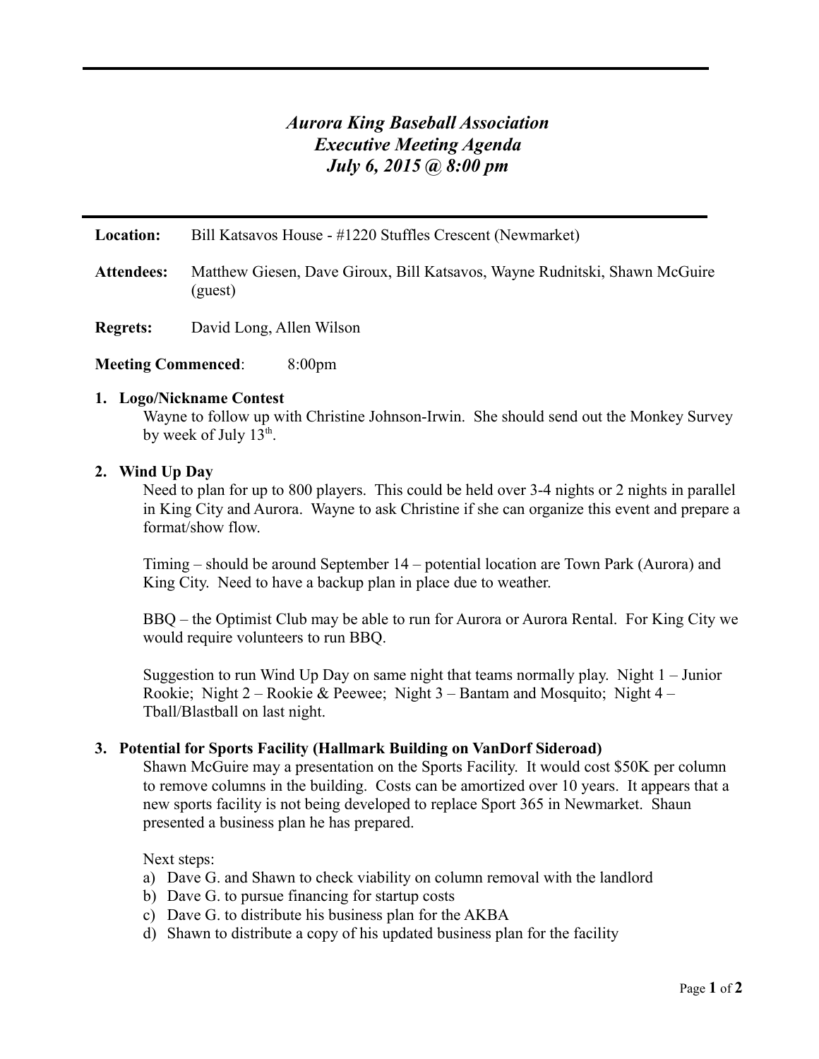# *Aurora King Baseball Association*
# *Executive Meeting Agenda*
# *July 6, 2015 @ 8:00 pm*

**Location:** Bill Katsavos House - #1220 Stuffles Crescent (Newmarket)

**Attendees:** Matthew Giesen, Dave Giroux, Bill Katsavos, Wayne Rudnitski, Shawn McGuire (guest)

**Regrets:** David Long, Allen Wilson

**Meeting Commenced**: 8:00pm

1. **Logo/Nickname Contest**

   Wayne to follow up with Christine Johnson-Irwin. She should send out the Monkey Survey by week of July 13th.

2. **Wind Up Day**

   Need to plan for up to 800 players. This could be held over 3-4 nights or 2 nights in parallel in King City and Aurora. Wayne to ask Christine if she can organize this event and prepare a format/show flow.

   Timing – should be around September 14 – potential location are Town Park (Aurora) and King City. Need to have a backup plan in place due to weather.

   BBQ – the Optimist Club may be able to run for Aurora or Aurora Rental. For King City we would require volunteers to run BBQ.

   Suggestion to run Wind Up Day on same night that teams normally play. Night 1 – Junior Rookie; Night 2 – Rookie & Peewee; Night 3 – Bantam and Mosquito; Night 4 – Tball/Blastball on last night.

3. **Potential for Sports Facility (Hallmark Building on VanDorf Siderood)**

   Shawn McGuire may a presentation on the Sports Facility. It would cost $50K per column to remove columns in the building. Costs can be amortized over 10 years. It appears that a new sports facility is not being developed to replace Sport 365 in Newmarket. Shaun presented a business plan he has prepared.

   Next steps:

   a) Dave G. and Shawn to check viability on column removal with the landlord
   b) Dave G. to pursue financing for startup costs
   c) Dave G. to distribute his business plan for the AKBA
   d) Shawn to distribute a copy of his updated business plan for the facility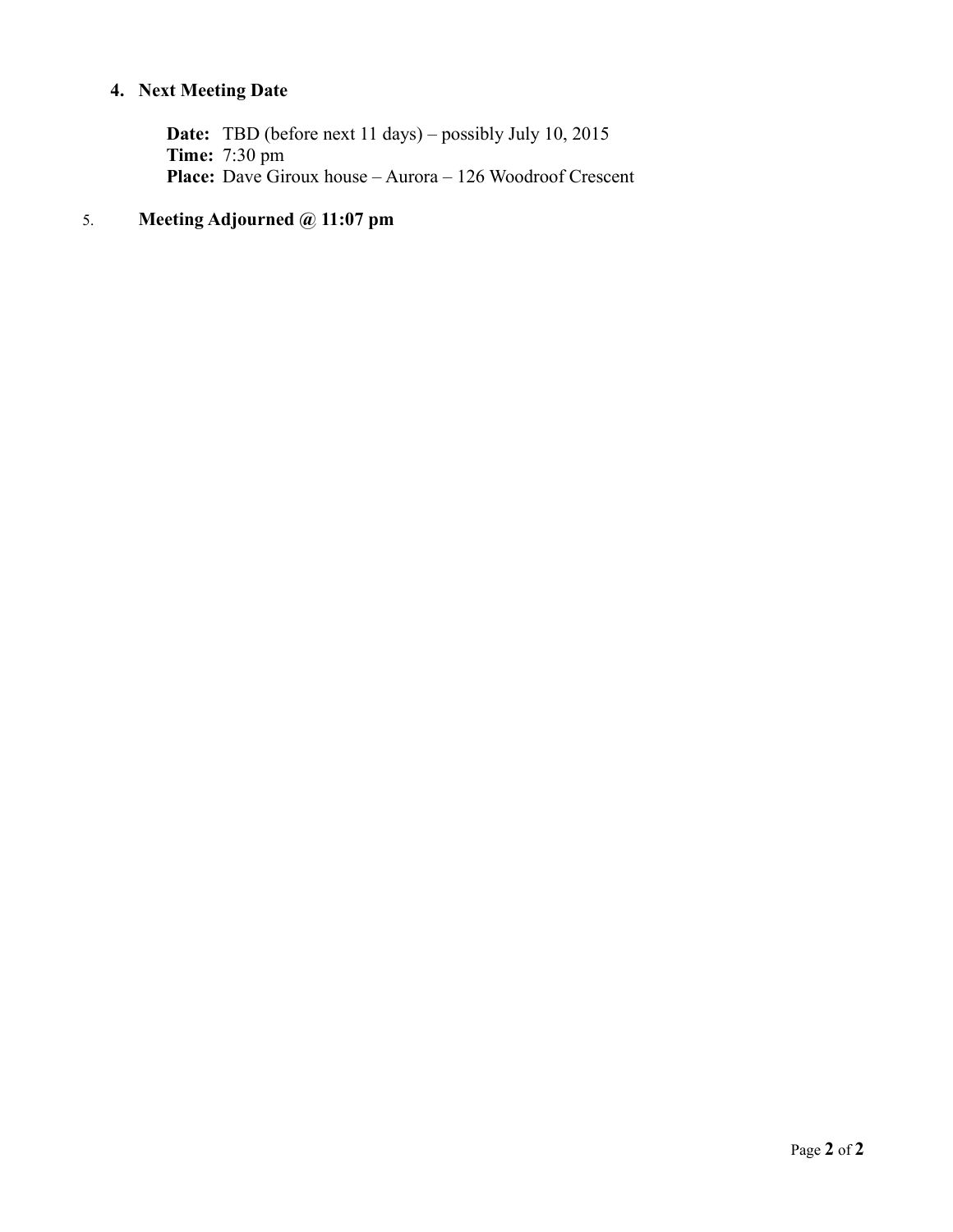### 4. Next Meeting Date

**Date:** TBD (before next 11 days) – possibly July 10, 2015
**Time:** 7:30 pm
**Place:** Dave Giroux house – Aurora – 126 Woodroof Crescent

### 5. Meeting Adjourned @ 11:07 pm